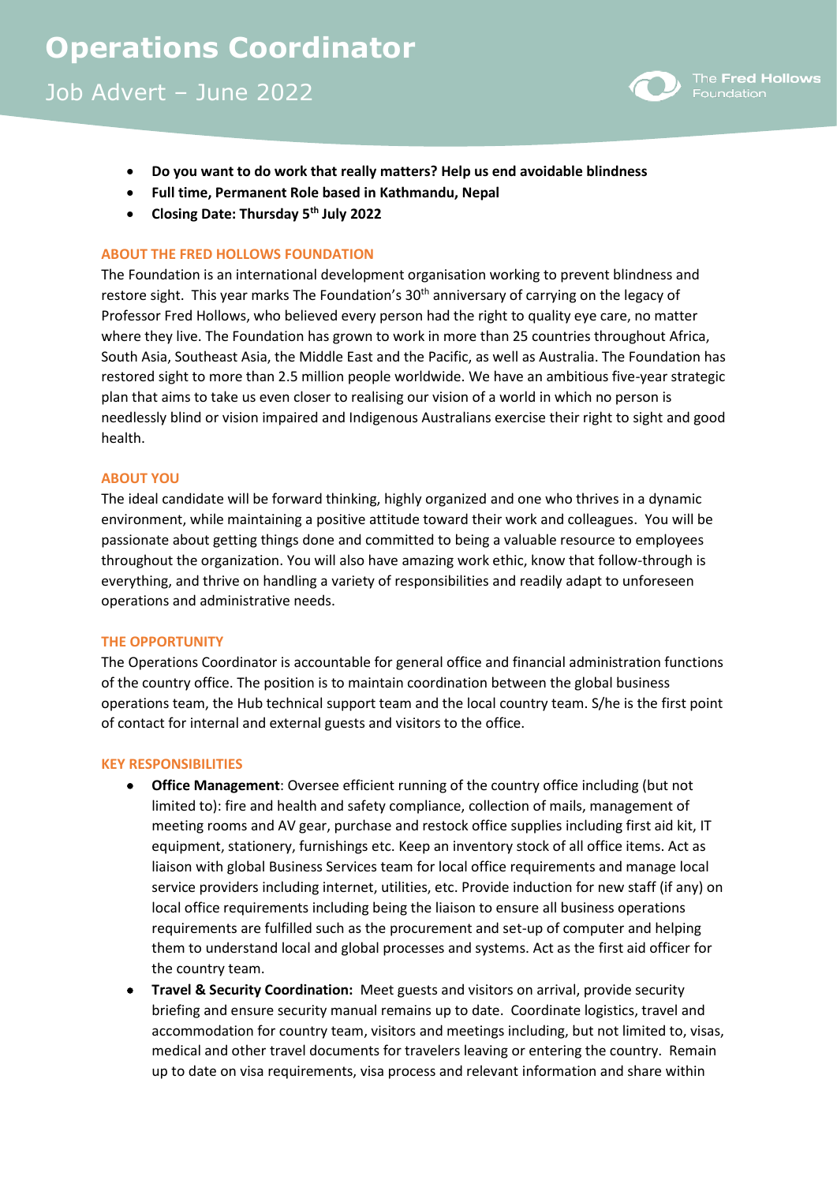# Operations Coordinator

## Job Advert – June 2022

- **Do you want to do work that really matters? Help us end avoidable blindness**
- **Full time, Permanent Role based in Kathmandu, Nepal**
- **Closing Date: Thursday 5th July 2022**

### ABOUT THE FRED HOLLOWS FOUNDATION

The Foundation is an international development organisation working to prevent blindness and restore sight. This year marks The Foundation's 30th anniversary of carrying on the legacy of Professor Fred Hollows, who believed every person had the right to quality eye care, no matter where they live. The Foundation has grown to work in more than 25 countries throughout Africa, South Asia, Southeast Asia, the Middle East and the Pacific, as well as Australia. The Foundation has restored sight to more than 2.5 million people worldwide. We have an ambitious five-year strategic plan that aims to take us even closer to realising our vision of a world in which no person is needlessly blind or vision impaired and Indigenous Australians exercise their right to sight and good health.

### ABOUT YOU

The ideal candidate will be forward thinking, highly organized and one who thrives in a dynamic environment, while maintaining a positive attitude toward their work and colleagues. You will be passionate about getting things done and committed to being a valuable resource to employees throughout the organization. You will also have amazing work ethic, know that follow-through is everything, and thrive on handling a variety of responsibilities and readily adapt to unforeseen operations and administrative needs.

### THE OPPORTUNITY

The Operations Coordinator is accountable for general office and financial administration functions of the country office. The position is to maintain coordination between the global business operations team, the Hub technical support team and the local country team. S/he is the first point of contact for internal and external guests and visitors to the office.

### KEY RESPONSIBILITIES

- **Office Management**: Oversee efficient running of the country office including (but not limited to): fire and health and safety compliance, collection of mails, management of meeting rooms and AV gear, purchase and restock office supplies including first aid kit, IT equipment, stationery, furnishings etc. Keep an inventory stock of all office items. Act as liaison with global Business Services team for local office requirements and manage local service providers including internet, utilities, etc. Provide induction for new staff (if any) on local office requirements including being the liaison to ensure all business operations requirements are fulfilled such as the procurement and set-up of computer and helping them to understand local and global processes and systems. Act as the first aid officer for the country team.
- **Travel & Security Coordination:** Meet guests and visitors on arrival, provide security briefing and ensure security manual remains up to date. Coordinate logistics, travel and accommodation for country team, visitors and meetings including, but not limited to, visas, medical and other travel documents for travelers leaving or entering the country. Remain up to date on visa requirements, visa process and relevant information and share within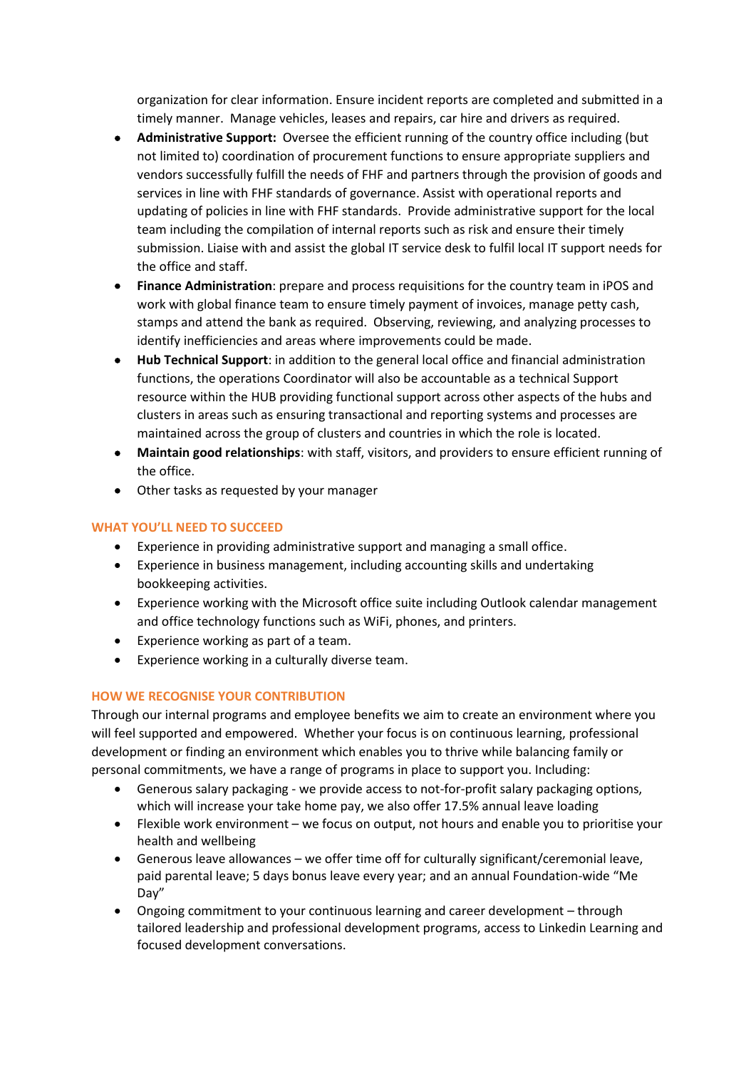organization for clear information. Ensure incident reports are completed and submitted in a timely manner. Manage vehicles, leases and repairs, car hire and drivers as required.

- **Administrative Support:** Oversee the efficient running of the country office including (but not limited to) coordination of procurement functions to ensure appropriate suppliers and vendors successfully fulfill the needs of FHF and partners through the provision of goods and services in line with FHF standards of governance. Assist with operational reports and updating of policies in line with FHF standards. Provide administrative support for the local team including the compilation of internal reports such as risk and ensure their timely submission. Liaise with and assist the global IT service desk to fulfil local IT support needs for the office and staff.
- **Finance Administration**: prepare and process requisitions for the country team in iPOS and work with global finance team to ensure timely payment of invoices, manage petty cash, stamps and attend the bank as required. Observing, reviewing, and analyzing processes to identify inefficiencies and areas where improvements could be made.
- **Hub Technical Support**: in addition to the general local office and financial administration functions, the operations Coordinator will also be accountable as a technical Support resource within the HUB providing functional support across other aspects of the hubs and clusters in areas such as ensuring transactional and reporting systems and processes are maintained across the group of clusters and countries in which the role is located.
- **Maintain good relationships**: with staff, visitors, and providers to ensure efficient running of the office.
- Other tasks as requested by your manager

## WHAT YOU'LL NEED TO SUCCEED

- Experience in providing administrative support and managing a small office.
- Experience in business management, including accounting skills and undertaking bookkeeping activities.
- Experience working with the Microsoft office suite including Outlook calendar management and office technology functions such as WiFi, phones, and printers.
- Experience working as part of a team.
- Experience working in a culturally diverse team.

## HOW WE RECOGNISE YOUR CONTRIBUTION

Through our internal programs and employee benefits we aim to create an environment where you will feel supported and empowered. Whether your focus is on continuous learning, professional development or finding an environment which enables you to thrive while balancing family or personal commitments, we have a range of programs in place to support you. Including:

- Generous salary packaging - we provide access to not-for-profit salary packaging options, which will increase your take home pay, we also offer 17.5% annual leave loading
- Flexible work environment – we focus on output, not hours and enable you to prioritise your health and wellbeing
- Generous leave allowances – we offer time off for culturally significant/ceremonial leave, paid parental leave; 5 days bonus leave every year; and an annual Foundation-wide "Me Day"
- Ongoing commitment to your continuous learning and career development – through tailored leadership and professional development programs, access to Linkedin Learning and focused development conversations.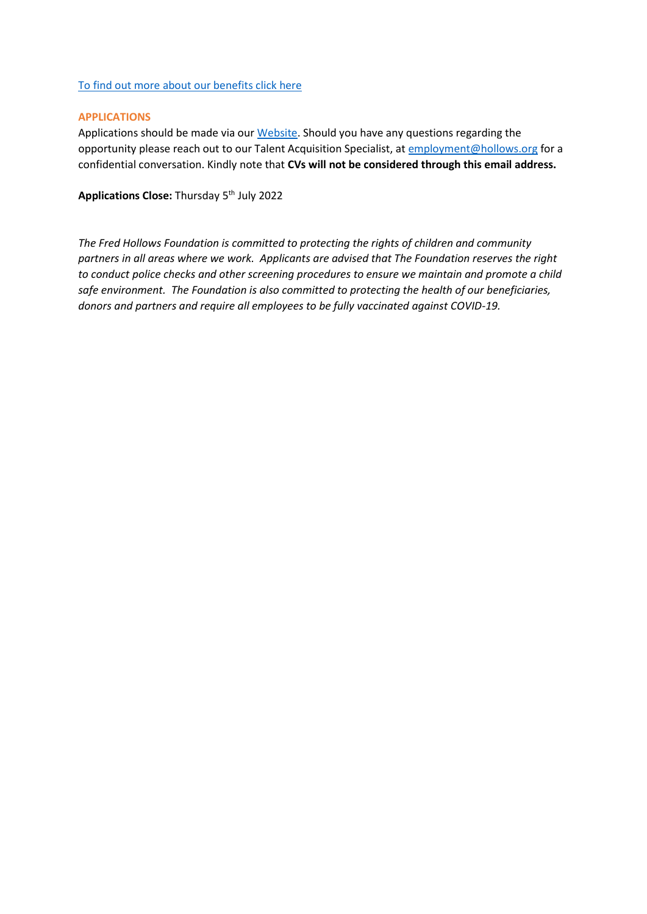[To find out more about our benefits click here]

## APPLICATIONS

Applications should be made via our [Website]. Should you have any questions regarding the opportunity please reach out to our Talent Acquisition Specialist, at employment@hollows.org for a confidential conversation. Kindly note that **CVs will not be considered through this email address.**

**Applications Close:** Thursday 5th July 2022

*The Fred Hollows Foundation is committed to protecting the rights of children and community partners in all areas where we work. Applicants are advised that The Foundation reserves the right to conduct police checks and other screening procedures to ensure we maintain and promote a child safe environment. The Foundation is also committed to protecting the health of our beneficiaries, donors and partners and require all employees to be fully vaccinated against COVID-19.*